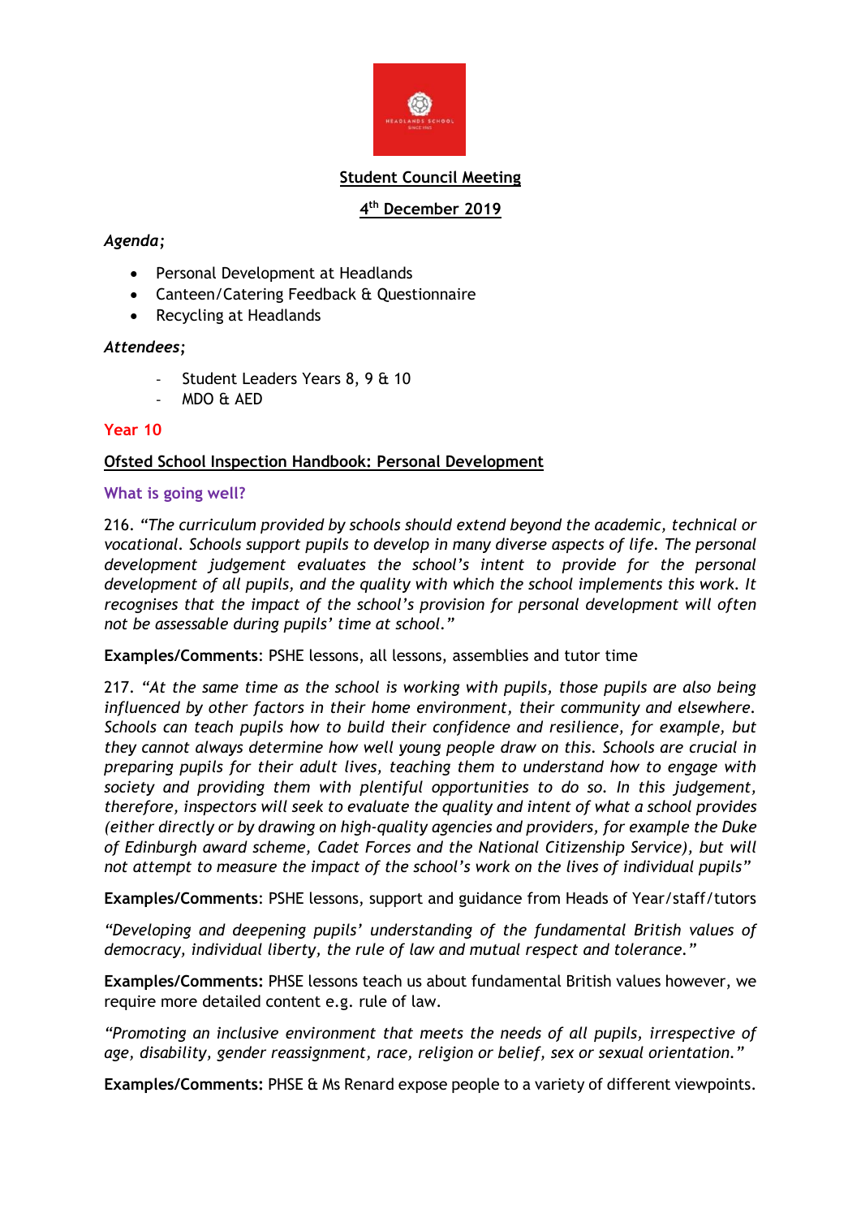# Student Council Meeting

## 4th December 2019

*Agenda;*

- Personal Development at Headlands
- Canteen/Catering Feedback & Questionnaire
- Recycling at Headlands

*Attendees;*

- Student Leaders Years 8, 9 & 10
- MDO & AED

## Year 10

### Ofsted School Inspection Handbook: Personal Development

#### What is going well?

216. *"The curriculum provided by schools should extend beyond the academic, technical or vocational. Schools support pupils to develop in many diverse aspects of life. The personal development judgement evaluates the school's intent to provide for the personal development of all pupils, and the quality with which the school implements this work. It recognises that the impact of the school's provision for personal development will often not be assessable during pupils' time at school."*

**Examples/Comments**: PSHE lessons, all lessons, assemblies and tutor time

217. *"At the same time as the school is working with pupils, those pupils are also being influenced by other factors in their home environment, their community and elsewhere. Schools can teach pupils how to build their confidence and resilience, for example, but they cannot always determine how well young people draw on this. Schools are crucial in preparing pupils for their adult lives, teaching them to understand how to engage with society and providing them with plentiful opportunities to do so. In this judgement, therefore, inspectors will seek to evaluate the quality and intent of what a school provides (either directly or by drawing on high-quality agencies and providers, for example the Duke of Edinburgh award scheme, Cadet Forces and the National Citizenship Service), but will not attempt to measure the impact of the school's work on the lives of individual pupils"*

**Examples/Comments**: PSHE lessons, support and guidance from Heads of Year/staff/tutors

*"Developing and deepening pupils' understanding of the fundamental British values of democracy, individual liberty, the rule of law and mutual respect and tolerance."*

**Examples/Comments:** PHSE lessons teach us about fundamental British values however, we require more detailed content e.g. rule of law.

*"Promoting an inclusive environment that meets the needs of all pupils, irrespective of age, disability, gender reassignment, race, religion or belief, sex or sexual orientation."*

**Examples/Comments:** PHSE & Ms Renard expose people to a variety of different viewpoints.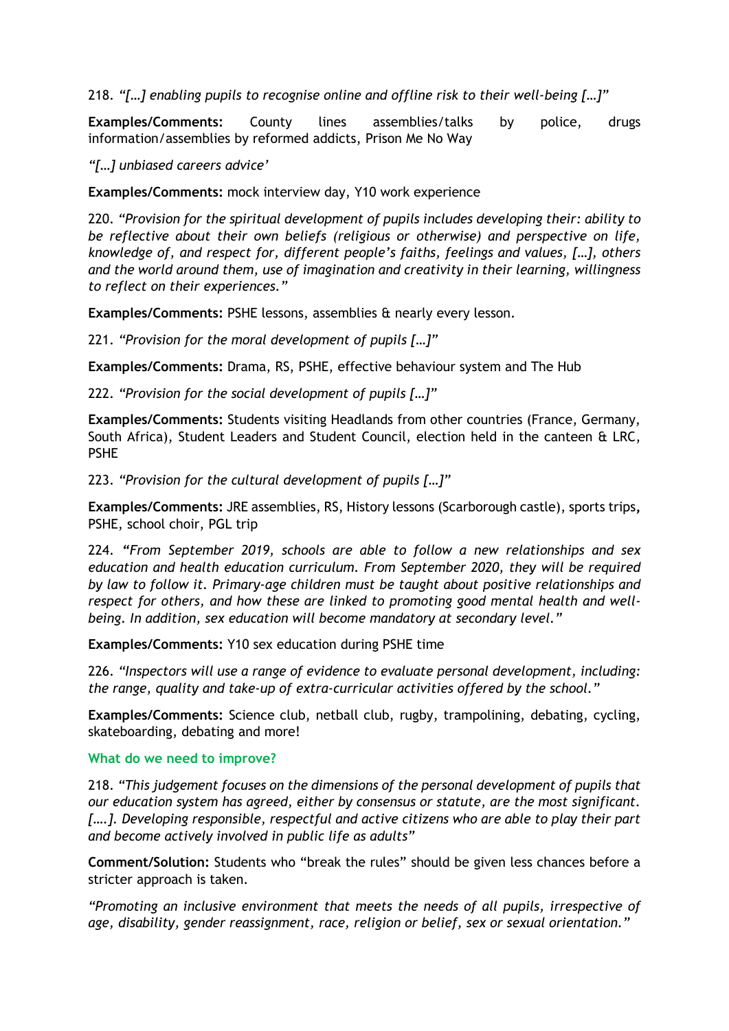218. *"[…] enabling pupils to recognise online and offline risk to their well-being […]"*

**Examples/Comments:** County lines assemblies/talks by police, drugs information/assemblies by reformed addicts, Prison Me No Way

*"[…] unbiased careers advice'*

**Examples/Comments:** mock interview day, Y10 work experience

220. *"Provision for the spiritual development of pupils includes developing their: ability to be reflective about their own beliefs (religious or otherwise) and perspective on life, knowledge of, and respect for, different people's faiths, feelings and values, […], others and the world around them, use of imagination and creativity in their learning, willingness to reflect on their experiences."*

**Examples/Comments:** PSHE lessons, assemblies & nearly every lesson.

221. *"Provision for the moral development of pupils […]"*

**Examples/Comments:** Drama, RS, PSHE, effective behaviour system and The Hub

222. *"Provision for the social development of pupils […]"*

**Examples/Comments:** Students visiting Headlands from other countries (France, Germany, South Africa), Student Leaders and Student Council, election held in the canteen & LRC, PSHE

223. *"Provision for the cultural development of pupils […]"*

**Examples/Comments:** JRE assemblies, RS, History lessons (Scarborough castle), sports trips**,** PSHE, school choir, PGL trip

224. *"From September 2019, schools are able to follow a new relationships and sex education and health education curriculum. From September 2020, they will be required by law to follow it. Primary-age children must be taught about positive relationships and respect for others, and how these are linked to promoting good mental health and well-being. In addition, sex education will become mandatory at secondary level."*

**Examples/Comments:** Y10 sex education during PSHE time

226. *"Inspectors will use a range of evidence to evaluate personal development, including: the range, quality and take-up of extra-curricular activities offered by the school."*

**Examples/Comments:** Science club, netball club, rugby, trampolining, debating, cycling, skateboarding, debating and more!

### What do we need to improve?

218. *"This judgement focuses on the dimensions of the personal development of pupils that our education system has agreed, either by consensus or statute, are the most significant. [….]. Developing responsible, respectful and active citizens who are able to play their part and become actively involved in public life as adults"*

**Comment/Solution:** Students who "break the rules" should be given less chances before a stricter approach is taken.

*"Promoting an inclusive environment that meets the needs of all pupils, irrespective of age, disability, gender reassignment, race, religion or belief, sex or sexual orientation."*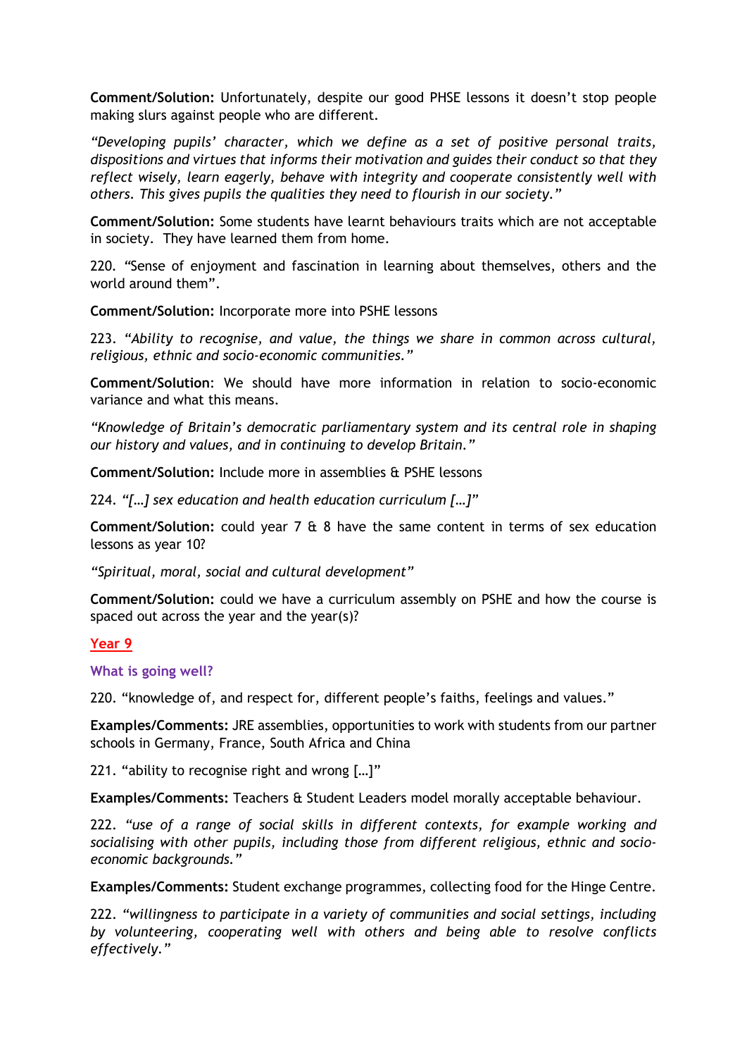**Comment/Solution:** Unfortunately, despite our good PHSE lessons it doesn't stop people making slurs against people who are different.

*"Developing pupils' character, which we define as a set of positive personal traits, dispositions and virtues that informs their motivation and guides their conduct so that they reflect wisely, learn eagerly, behave with integrity and cooperate consistently well with others. This gives pupils the qualities they need to flourish in our society."*

**Comment/Solution:** Some students have learnt behaviours traits which are not acceptable in society. They have learned them from home.

220. "Sense of enjoyment and fascination in learning about themselves, others and the world around them".

**Comment/Solution:** Incorporate more into PSHE lessons

223. *"Ability to recognise, and value, the things we share in common across cultural, religious, ethnic and socio-economic communities."*

**Comment/Solution**: We should have more information in relation to socio-economic variance and what this means.

*"Knowledge of Britain's democratic parliamentary system and its central role in shaping our history and values, and in continuing to develop Britain."*

**Comment/Solution:** Include more in assemblies & PSHE lessons

224. *"[…] sex education and health education curriculum […]"*

**Comment/Solution:** could year 7 & 8 have the same content in terms of sex education lessons as year 10?

*"Spiritual, moral, social and cultural development"*

**Comment/Solution:** could we have a curriculum assembly on PSHE and how the course is spaced out across the year and the year(s)?

## Year 9

### What is going well?

220. "knowledge of, and respect for, different people's faiths, feelings and values."

**Examples/Comments:** JRE assemblies, opportunities to work with students from our partner schools in Germany, France, South Africa and China

221. "ability to recognise right and wrong […]"

**Examples/Comments:** Teachers & Student Leaders model morally acceptable behaviour.

222. *"use of a range of social skills in different contexts, for example working and socialising with other pupils, including those from different religious, ethnic and socio-economic backgrounds."*

**Examples/Comments:** Student exchange programmes, collecting food for the Hinge Centre.

222. *"willingness to participate in a variety of communities and social settings, including by volunteering, cooperating well with others and being able to resolve conflicts effectively."*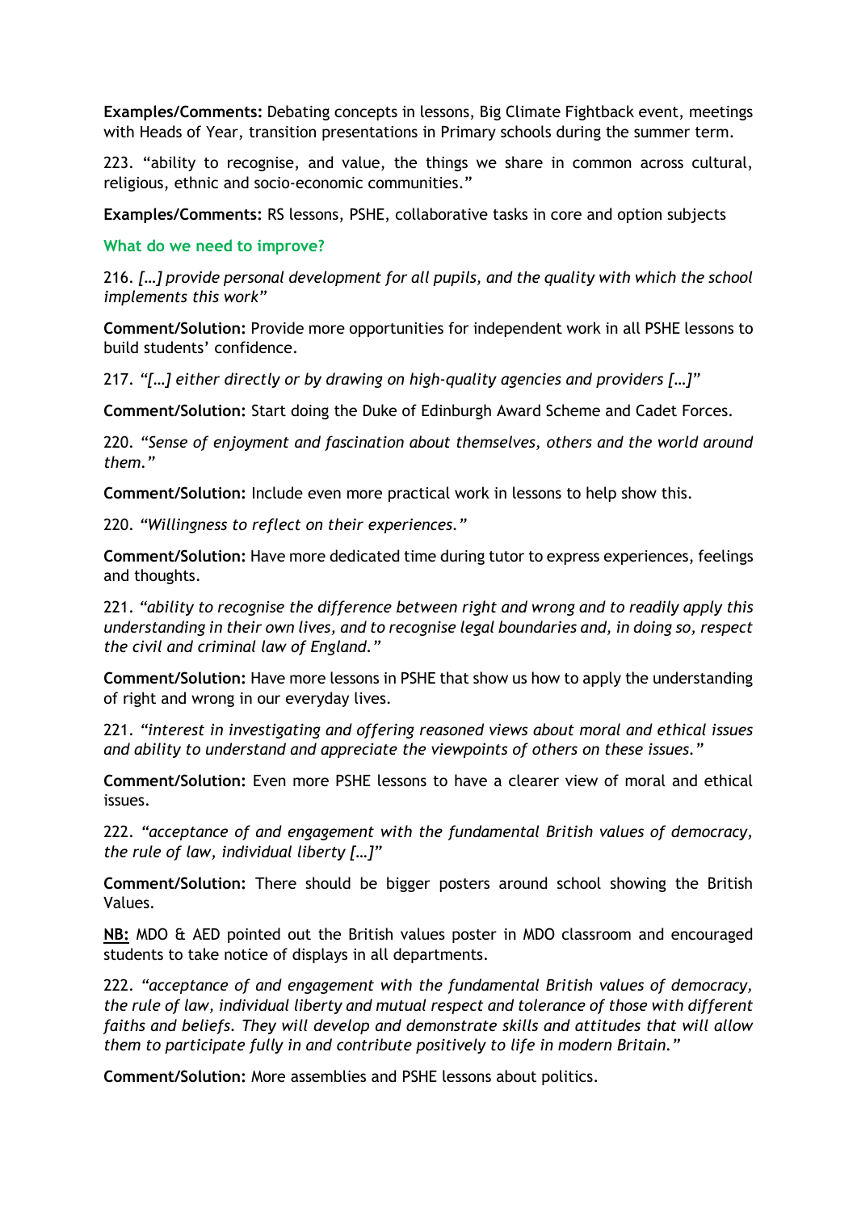**Examples/Comments:** Debating concepts in lessons, Big Climate Fightback event, meetings with Heads of Year, transition presentations in Primary schools during the summer term.

223. "ability to recognise, and value, the things we share in common across cultural, religious, ethnic and socio-economic communities."

**Examples/Comments:** RS lessons, PSHE, collaborative tasks in core and option subjects

### What do we need to improve?

216. *[…] provide personal development for all pupils, and the quality with which the school implements this work"*

**Comment/Solution:** Provide more opportunities for independent work in all PSHE lessons to build students' confidence.

217. *"[…] either directly or by drawing on high-quality agencies and providers […]"*

**Comment/Solution:** Start doing the Duke of Edinburgh Award Scheme and Cadet Forces.

220. *"Sense of enjoyment and fascination about themselves, others and the world around them."*

**Comment/Solution:** Include even more practical work in lessons to help show this.

220. *"Willingness to reflect on their experiences."*

**Comment/Solution:** Have more dedicated time during tutor to express experiences, feelings and thoughts.

221. *"ability to recognise the difference between right and wrong and to readily apply this understanding in their own lives, and to recognise legal boundaries and, in doing so, respect the civil and criminal law of England."*

**Comment/Solution:** Have more lessons in PSHE that show us how to apply the understanding of right and wrong in our everyday lives.

221. *"interest in investigating and offering reasoned views about moral and ethical issues and ability to understand and appreciate the viewpoints of others on these issues."*

**Comment/Solution:** Even more PSHE lessons to have a clearer view of moral and ethical issues.

222. *"acceptance of and engagement with the fundamental British values of democracy, the rule of law, individual liberty […]"*

**Comment/Solution:** There should be bigger posters around school showing the British Values.

**NB:** MDO & AED pointed out the British values poster in MDO classroom and encouraged students to take notice of displays in all departments.

222. *"acceptance of and engagement with the fundamental British values of democracy, the rule of law, individual liberty and mutual respect and tolerance of those with different faiths and beliefs. They will develop and demonstrate skills and attitudes that will allow them to participate fully in and contribute positively to life in modern Britain."*

**Comment/Solution:** More assemblies and PSHE lessons about politics.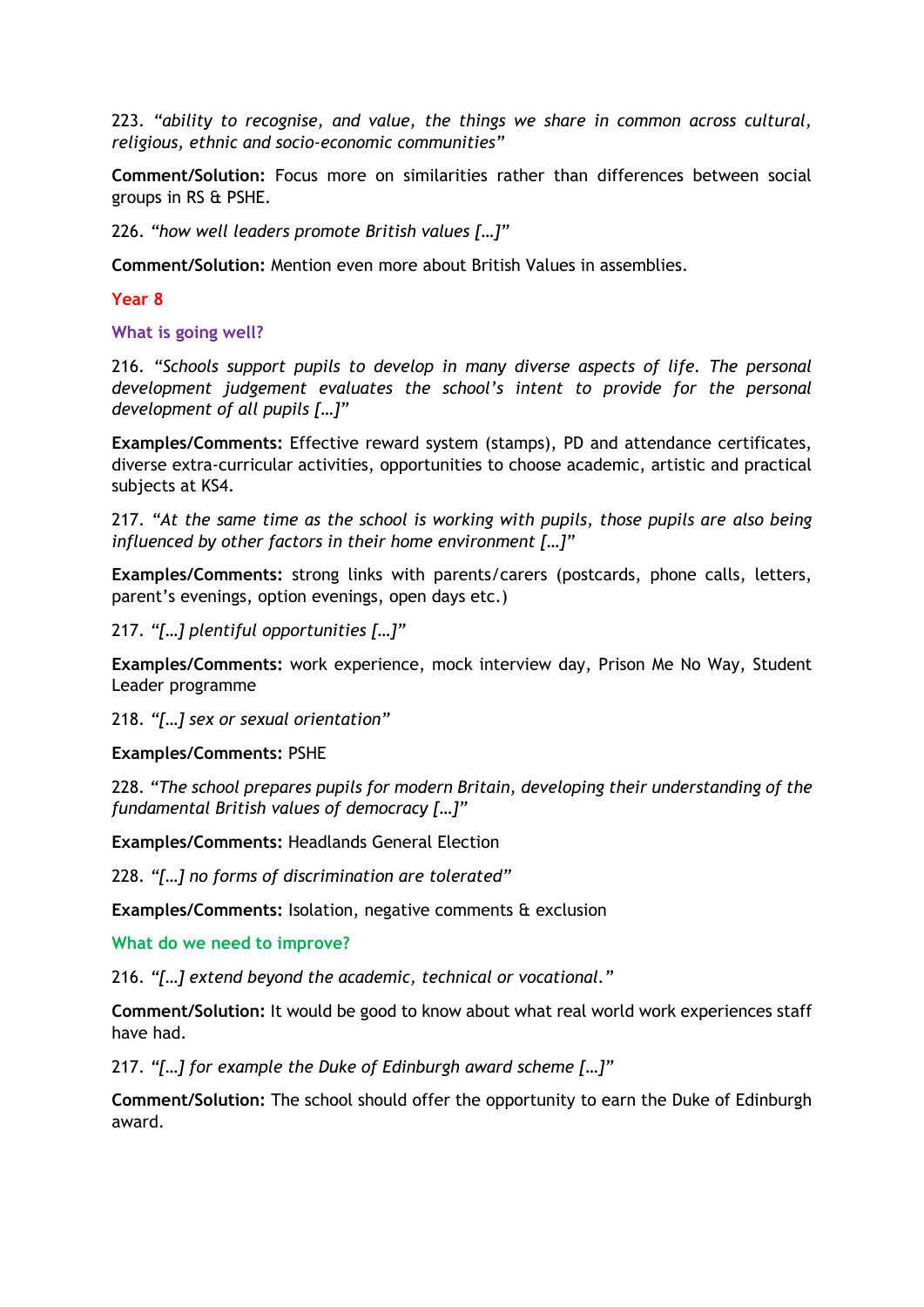223. *"ability to recognise, and value, the things we share in common across cultural, religious, ethnic and socio-economic communities"*

**Comment/Solution:** Focus more on similarities rather than differences between social groups in RS & PSHE.

226. *"how well leaders promote British values […]"*

**Comment/Solution:** Mention even more about British Values in assemblies.

## Year 8

### What is going well?

216. *"Schools support pupils to develop in many diverse aspects of life. The personal development judgement evaluates the school's intent to provide for the personal development of all pupils […]"*

**Examples/Comments:** Effective reward system (stamps), PD and attendance certificates, diverse extra-curricular activities, opportunities to choose academic, artistic and practical subjects at KS4.

217. *"At the same time as the school is working with pupils, those pupils are also being influenced by other factors in their home environment […]"*

**Examples/Comments:** strong links with parents/carers (postcards, phone calls, letters, parent's evenings, option evenings, open days etc.)

217. *"[…] plentiful opportunities […]"*

**Examples/Comments:** work experience, mock interview day, Prison Me No Way, Student Leader programme

218. *"[…] sex or sexual orientation"*

**Examples/Comments:** PSHE

228. *"The school prepares pupils for modern Britain, developing their understanding of the fundamental British values of democracy […]"*

**Examples/Comments:** Headlands General Election

228. *"[…] no forms of discrimination are tolerated"*

**Examples/Comments:** Isolation, negative comments & exclusion

### What do we need to improve?

216. *"[…] extend beyond the academic, technical or vocational."*

**Comment/Solution:** It would be good to know about what real world work experiences staff have had.

217. *"[…] for example the Duke of Edinburgh award scheme […]"*

**Comment/Solution:** The school should offer the opportunity to earn the Duke of Edinburgh award.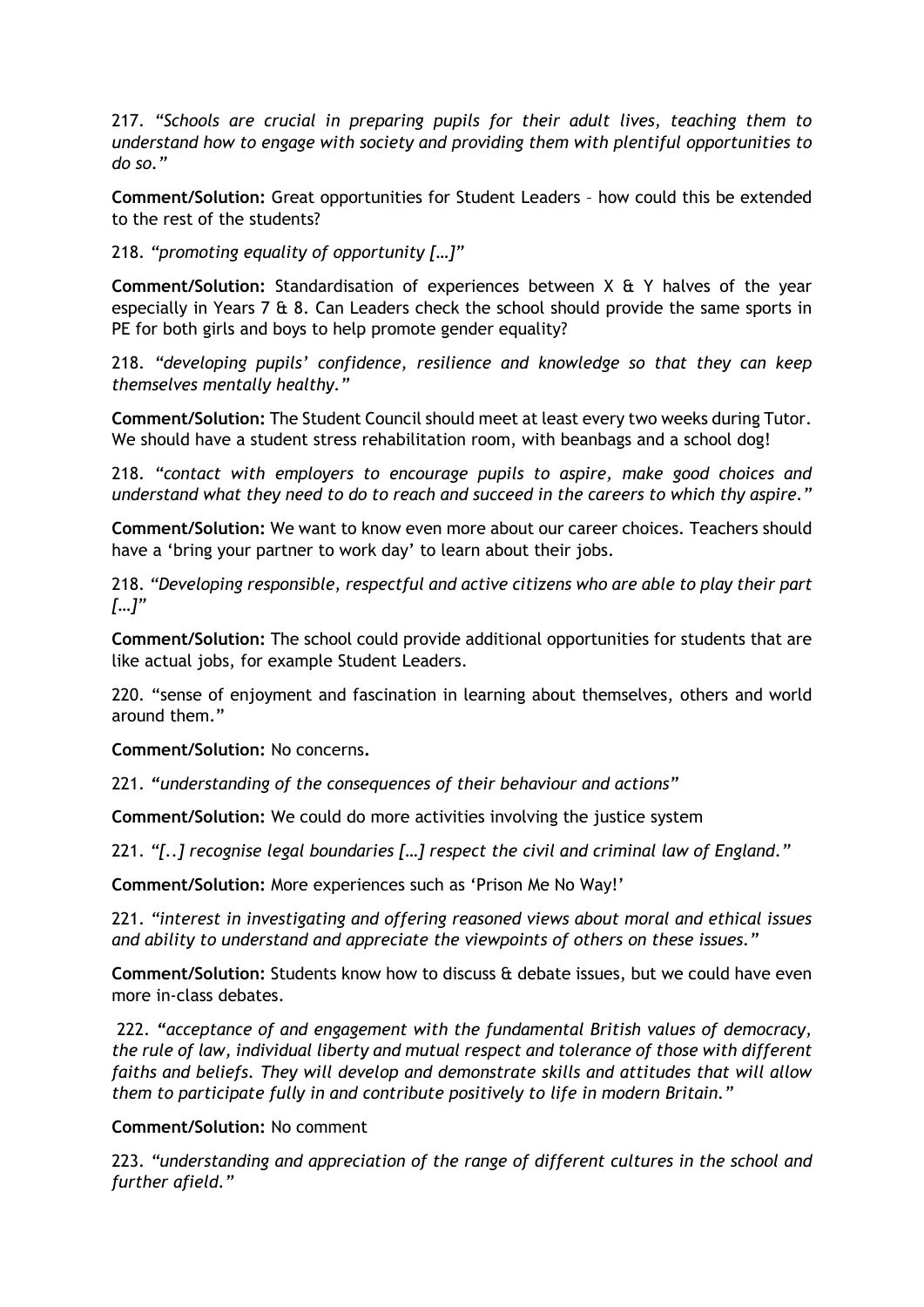217. *"Schools are crucial in preparing pupils for their adult lives, teaching them to understand how to engage with society and providing them with plentiful opportunities to do so."*

**Comment/Solution:** Great opportunities for Student Leaders – how could this be extended to the rest of the students?

218. *"promoting equality of opportunity […]"*

**Comment/Solution:** Standardisation of experiences between X & Y halves of the year especially in Years 7 & 8. Can Leaders check the school should provide the same sports in PE for both girls and boys to help promote gender equality?

218. *"developing pupils' confidence, resilience and knowledge so that they can keep themselves mentally healthy."*

**Comment/Solution:** The Student Council should meet at least every two weeks during Tutor. We should have a student stress rehabilitation room, with beanbags and a school dog!

218. *"contact with employers to encourage pupils to aspire, make good choices and understand what they need to do to reach and succeed in the careers to which thy aspire."*

**Comment/Solution:** We want to know even more about our career choices. Teachers should have a 'bring your partner to work day' to learn about their jobs.

218. *"Developing responsible, respectful and active citizens who are able to play their part […]"*

**Comment/Solution:** The school could provide additional opportunities for students that are like actual jobs, for example Student Leaders.

220. "sense of enjoyment and fascination in learning about themselves, others and world around them."

**Comment/Solution:** No concerns**.**

221. *"understanding of the consequences of their behaviour and actions"*

**Comment/Solution:** We could do more activities involving the justice system

221. *"[..] recognise legal boundaries […] respect the civil and criminal law of England."*

**Comment/Solution:** More experiences such as 'Prison Me No Way!'

221. *"interest in investigating and offering reasoned views about moral and ethical issues and ability to understand and appreciate the viewpoints of others on these issues."*

**Comment/Solution:** Students know how to discuss & debate issues, but we could have even more in-class debates.

222. *"acceptance of and engagement with the fundamental British values of democracy, the rule of law, individual liberty and mutual respect and tolerance of those with different faiths and beliefs. They will develop and demonstrate skills and attitudes that will allow them to participate fully in and contribute positively to life in modern Britain."*

**Comment/Solution:** No comment

223. *"understanding and appreciation of the range of different cultures in the school and further afield."*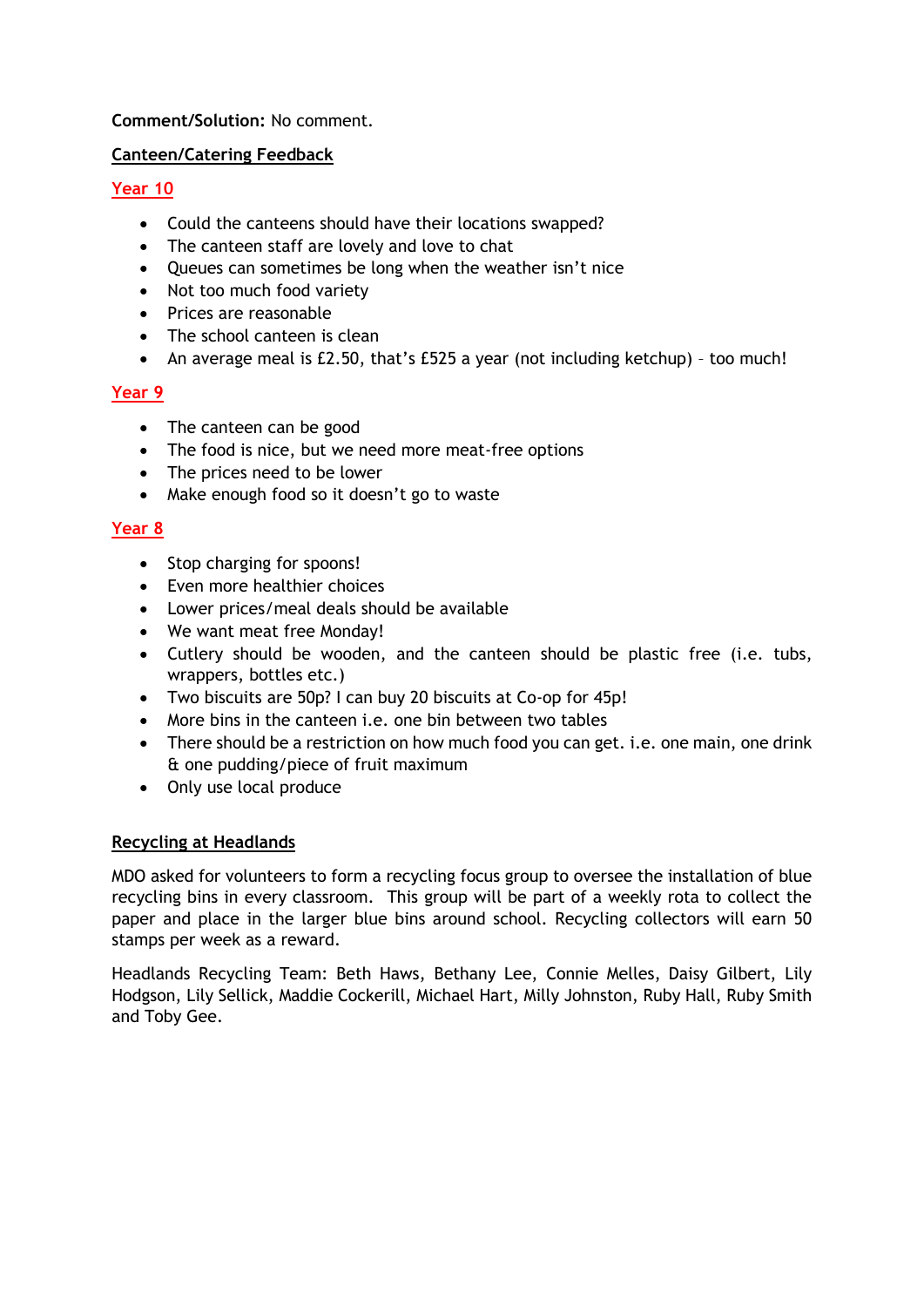**Comment/Solution:** No comment.

## Canteen/Catering Feedback

### Year 10

- Could the canteens should have their locations swapped?
- The canteen staff are lovely and love to chat
- Queues can sometimes be long when the weather isn't nice
- Not too much food variety
- Prices are reasonable
- The school canteen is clean
- An average meal is £2.50, that's £525 a year (not including ketchup) – too much!

### Year 9

- The canteen can be good
- The food is nice, but we need more meat-free options
- The prices need to be lower
- Make enough food so it doesn't go to waste

### Year 8

- Stop charging for spoons!
- Even more healthier choices
- Lower prices/meal deals should be available
- We want meat free Monday!
- Cutlery should be wooden, and the canteen should be plastic free (i.e. tubs, wrappers, bottles etc.)
- Two biscuits are 50p? I can buy 20 biscuits at Co-op for 45p!
- More bins in the canteen i.e. one bin between two tables
- There should be a restriction on how much food you can get. i.e. one main, one drink & one pudding/piece of fruit maximum
- Only use local produce

## Recycling at Headlands

MDO asked for volunteers to form a recycling focus group to oversee the installation of blue recycling bins in every classroom. This group will be part of a weekly rota to collect the paper and place in the larger blue bins around school. Recycling collectors will earn 50 stamps per week as a reward.

Headlands Recycling Team: Beth Haws, Bethany Lee, Connie Melles, Daisy Gilbert, Lily Hodgson, Lily Sellick, Maddie Cockerill, Michael Hart, Milly Johnston, Ruby Hall, Ruby Smith and Toby Gee.